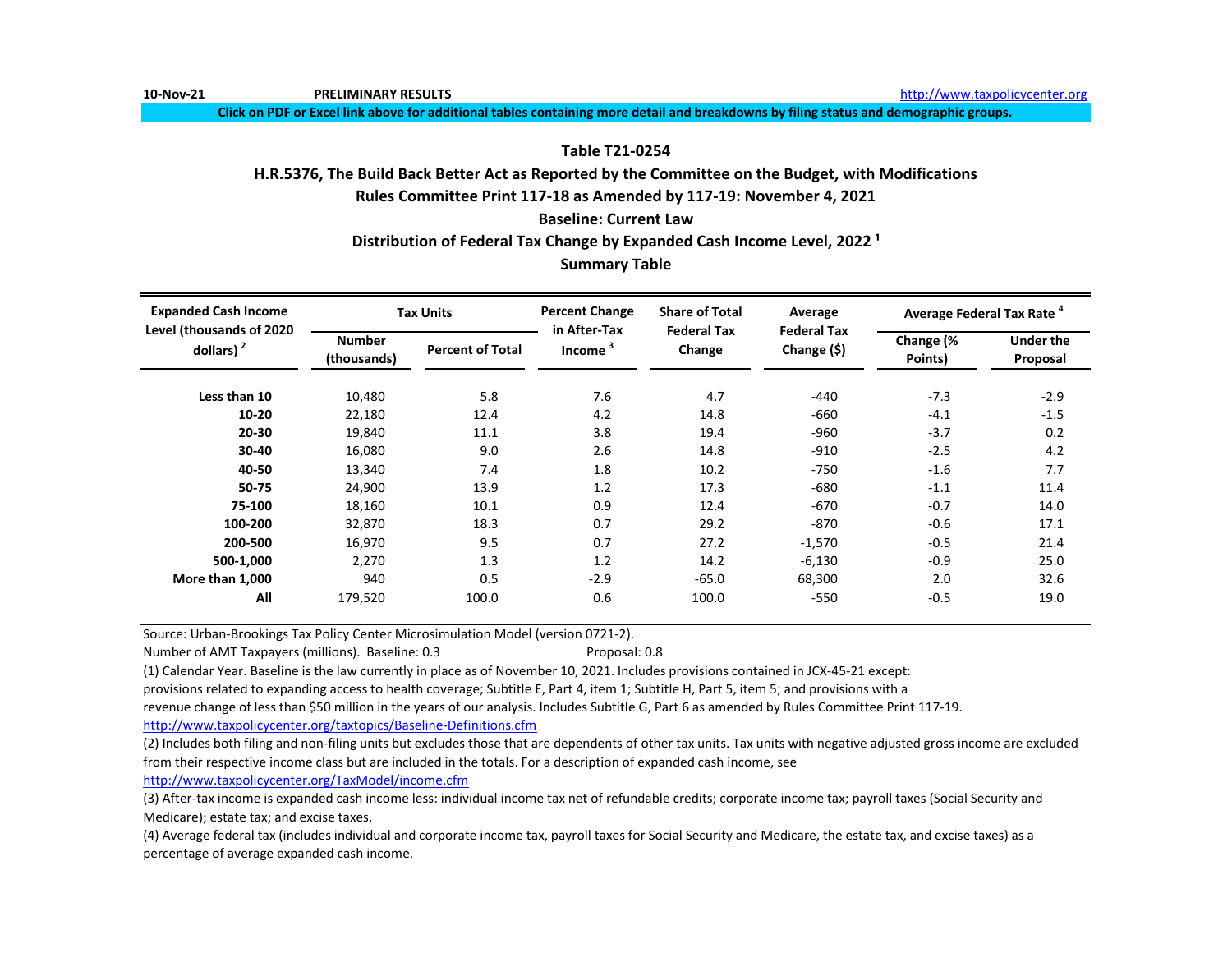10-Nov-21 **PRELIMINARY RESULTS** http://www.taxpolicycenter.org

**Click on PDF or Excel link above for additional tables containing more detail and breakdowns by filing status and demographic groups.**

## Table T21-0254

### H.R.5376, The Build Back Better Act as Reported by the Committee on the Budget, with Modifications

### Rules Committee Print 117-18 as Amended by 117-19: November 4, 2021

### Baseline: Current Law

### Distribution of Federal Tax Change by Expanded Cash Income Level, 2022 [1]

### Summary Table

| Expanded Cash Income Level (thousands of 2020 dollars) [2] | Tax Units | | Percent Change in After-Tax Income [3] | Share of Total Federal Tax Change | Average Federal Tax Change ($) | Average Federal Tax Rate [4] | |
|---|---|---|---|---|---|---|---|
| | Number (thousands) | Percent of Total | | | | Change (% Points) | Under the Proposal |
| Less than 10 | 10,480 | 5.8 | 7.6 | 4.7 | -440 | -7.3 | -2.9 |
| 10-20 | 22,180 | 12.4 | 4.2 | 14.8 | -660 | -4.1 | -1.5 |
| 20-30 | 19,840 | 11.1 | 3.8 | 19.4 | -960 | -3.7 | 0.2 |
| 30-40 | 16,080 | 9.0 | 2.6 | 14.8 | -910 | -2.5 | 4.2 |
| 40-50 | 13,340 | 7.4 | 1.8 | 10.2 | -750 | -1.6 | 7.7 |
| 50-75 | 24,900 | 13.9 | 1.2 | 17.3 | -680 | -1.1 | 11.4 |
| 75-100 | 18,160 | 10.1 | 0.9 | 12.4 | -670 | -0.7 | 14.0 |
| 100-200 | 32,870 | 18.3 | 0.7 | 29.2 | -870 | -0.6 | 17.1 |
| 200-500 | 16,970 | 9.5 | 0.7 | 27.2 | -1,570 | -0.5 | 21.4 |
| 500-1,000 | 2,270 | 1.3 | 1.2 | 14.2 | -6,130 | -0.9 | 25.0 |
| More than 1,000 | 940 | 0.5 | -2.9 | -65.0 | 68,300 | 2.0 | 32.6 |
| All | 179,520 | 100.0 | 0.6 | 100.0 | -550 | -0.5 | 19.0 |

Source: Urban-Brookings Tax Policy Center Microsimulation Model (version 0721-2).

Number of AMT Taxpayers (millions). Baseline: 0.3 Proposal: 0.8

(1) Calendar Year. Baseline is the law currently in place as of November 10, 2021. Includes provisions contained in JCX-45-21 except: provisions related to expanding access to health coverage; Subtitle E, Part 4, item 1; Subtitle H, Part 5, item 5; and provisions with a revenue change of less than $50 million in the years of our analysis. Includes Subtitle G, Part 6 as amended by Rules Committee Print 117-19.
http://www.taxpolicycenter.org/taxtopics/Baseline-Definitions.cfm

(2) Includes both filing and non-filing units but excludes those that are dependents of other tax units. Tax units with negative adjusted gross income are excluded from their respective income class but are included in the totals. For a description of expanded cash income, see
http://www.taxpolicycenter.org/TaxModel/income.cfm

(3) After-tax income is expanded cash income less: individual income tax net of refundable credits; corporate income tax; payroll taxes (Social Security and Medicare); estate tax; and excise taxes.

(4) Average federal tax (includes individual and corporate income tax, payroll taxes for Social Security and Medicare, the estate tax, and excise taxes) as a percentage of average expanded cash income.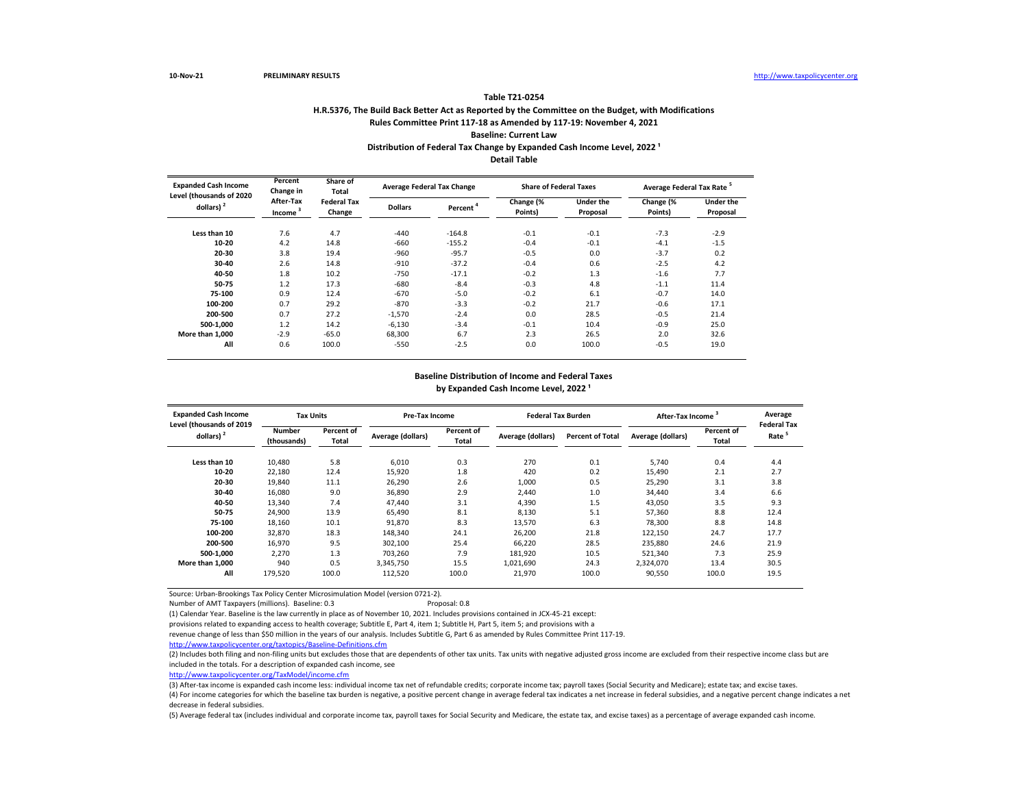**Table T21-0254**

**H.R.5376, The Build Back Better Act as Reported by the Committee on the Budget, with Modifications**

**Rules Committee Print 117-18 as Amended by 117-19: November 4, 2021**

**Baseline: Current Law**

**Distribution of Federal Tax Change by Expanded Cash Income Level, 2022 [1]**

**Detail Table**

| Expanded Cash Income Level (thousands of 2020 dollars) [2] | Percent Change in After-Tax Income [3] | Share of Total Federal Tax Change | Average Federal Tax Change | | Share of Federal Taxes | | Average Federal Tax Rate [5] | |
|---|---|---|---|---|---|---|---|---|
| | | | Dollars | Percent [4] | Change (% Points) | Under the Proposal | Change (% Points) | Under the Proposal |
| Less than 10 | 7.6 | 4.7 | -440 | -164.8 | -0.1 | -0.1 | -7.3 | -2.9 |
| 10-20 | 4.2 | 14.8 | -660 | -155.2 | -0.4 | -0.1 | -4.1 | -1.5 |
| 20-30 | 3.8 | 19.4 | -960 | -95.7 | -0.5 | 0.0 | -3.7 | 0.2 |
| 30-40 | 2.6 | 14.8 | -910 | -37.2 | -0.4 | 0.6 | -2.5 | 4.2 |
| 40-50 | 1.8 | 10.2 | -750 | -17.1 | -0.2 | 1.3 | -1.6 | 7.7 |
| 50-75 | 1.2 | 17.3 | -680 | -8.4 | -0.3 | 4.8 | -1.1 | 11.4 |
| 75-100 | 0.9 | 12.4 | -670 | -5.0 | -0.2 | 6.1 | -0.7 | 14.0 |
| 100-200 | 0.7 | 29.2 | -870 | -3.3 | -0.2 | 21.7 | -0.6 | 17.1 |
| 200-500 | 0.7 | 27.2 | -1,570 | -2.4 | 0.0 | 28.5 | -0.5 | 21.4 |
| 500-1,000 | 1.2 | 14.2 | -6,130 | -3.4 | -0.1 | 10.4 | -0.9 | 25.0 |
| More than 1,000 | -2.9 | -65.0 | 68,300 | 6.7 | 2.3 | 26.5 | 2.0 | 32.6 |
| All | 0.6 | 100.0 | -550 | -2.5 | 0.0 | 100.0 | -0.5 | 19.0 |

**Baseline Distribution of Income and Federal Taxes**

**by Expanded Cash Income Level, 2022 [1]**

| Expanded Cash Income Level (thousands of 2019 dollars) [2] | Tax Units | | Pre-Tax Income | | Federal Tax Burden | | After-Tax Income [3] | | Average Federal Tax Rate [5] |
|---|---|---|---|---|---|---|---|---|---|
| | Number (thousands) | Percent of Total | Average (dollars) | Percent of Total | Average (dollars) | Percent of Total | Average (dollars) | Percent of Total | |
| Less than 10 | 10,480 | 5.8 | 6,010 | 0.3 | 270 | 0.1 | 5,740 | 0.4 | 4.4 |
| 10-20 | 22,180 | 12.4 | 15,920 | 1.8 | 420 | 0.2 | 15,490 | 2.1 | 2.7 |
| 20-30 | 19,840 | 11.1 | 26,290 | 2.6 | 1,000 | 0.5 | 25,290 | 3.1 | 3.8 |
| 30-40 | 16,080 | 9.0 | 36,890 | 2.9 | 2,440 | 1.0 | 34,440 | 3.4 | 6.6 |
| 40-50 | 13,340 | 7.4 | 47,440 | 3.1 | 4,390 | 1.5 | 43,050 | 3.5 | 9.3 |
| 50-75 | 24,900 | 13.9 | 65,490 | 8.1 | 8,130 | 5.1 | 57,360 | 8.8 | 12.4 |
| 75-100 | 18,160 | 10.1 | 91,870 | 8.3 | 13,570 | 6.3 | 78,300 | 8.8 | 14.8 |
| 100-200 | 32,870 | 18.3 | 148,340 | 24.1 | 26,200 | 21.8 | 122,150 | 24.7 | 17.7 |
| 200-500 | 16,970 | 9.5 | 302,100 | 25.4 | 66,220 | 28.5 | 235,880 | 24.6 | 21.9 |
| 500-1,000 | 2,270 | 1.3 | 703,260 | 7.9 | 181,920 | 10.5 | 521,340 | 7.3 | 25.9 |
| More than 1,000 | 940 | 0.5 | 3,345,750 | 15.5 | 1,021,690 | 24.3 | 2,324,070 | 13.4 | 30.5 |
| All | 179,520 | 100.0 | 112,520 | 100.0 | 21,970 | 100.0 | 90,550 | 100.0 | 19.5 |

Source: Urban-Brookings Tax Policy Center Microsimulation Model (version 0721-2).

Number of AMT Taxpayers (millions). Baseline: 0.3 Proposal: 0.8

(1) Calendar Year. Baseline is the law currently in place as of November 10, 2021. Includes provisions contained in JCX-45-21 except: provisions related to expanding access to health coverage; Subtitle E, Part 4, item 1; Subtitle H, Part 5, item 5; and provisions with a revenue change of less than $50 million in the years of our analysis. Includes Subtitle G, Part 6 as amended by Rules Committee Print 117-19.

http://www.taxpolicycenter.org/taxtopics/Baseline-Definitions.cfm

(2) Includes both filing and non-filing units but excludes those that are dependents of other tax units. Tax units with negative adjusted gross income are excluded from their respective income class but are included in the totals. For a description of expanded cash income, see

http://www.taxpolicycenter.org/TaxModel/income.cfm

(3) After-tax income is expanded cash income less: individual income tax net of refundable credits; corporate income tax; payroll taxes (Social Security and Medicare); estate tax; and excise taxes.

(4) For income categories for which the baseline tax burden is negative, a positive percent change in average federal tax indicates a net increase in federal subsidies, and a negative percent change indicates a net decrease in federal subsidies.

(5) Average federal tax (includes individual and corporate income tax, payroll taxes for Social Security and Medicare, the estate tax, and excise taxes) as a percentage of average expanded cash income.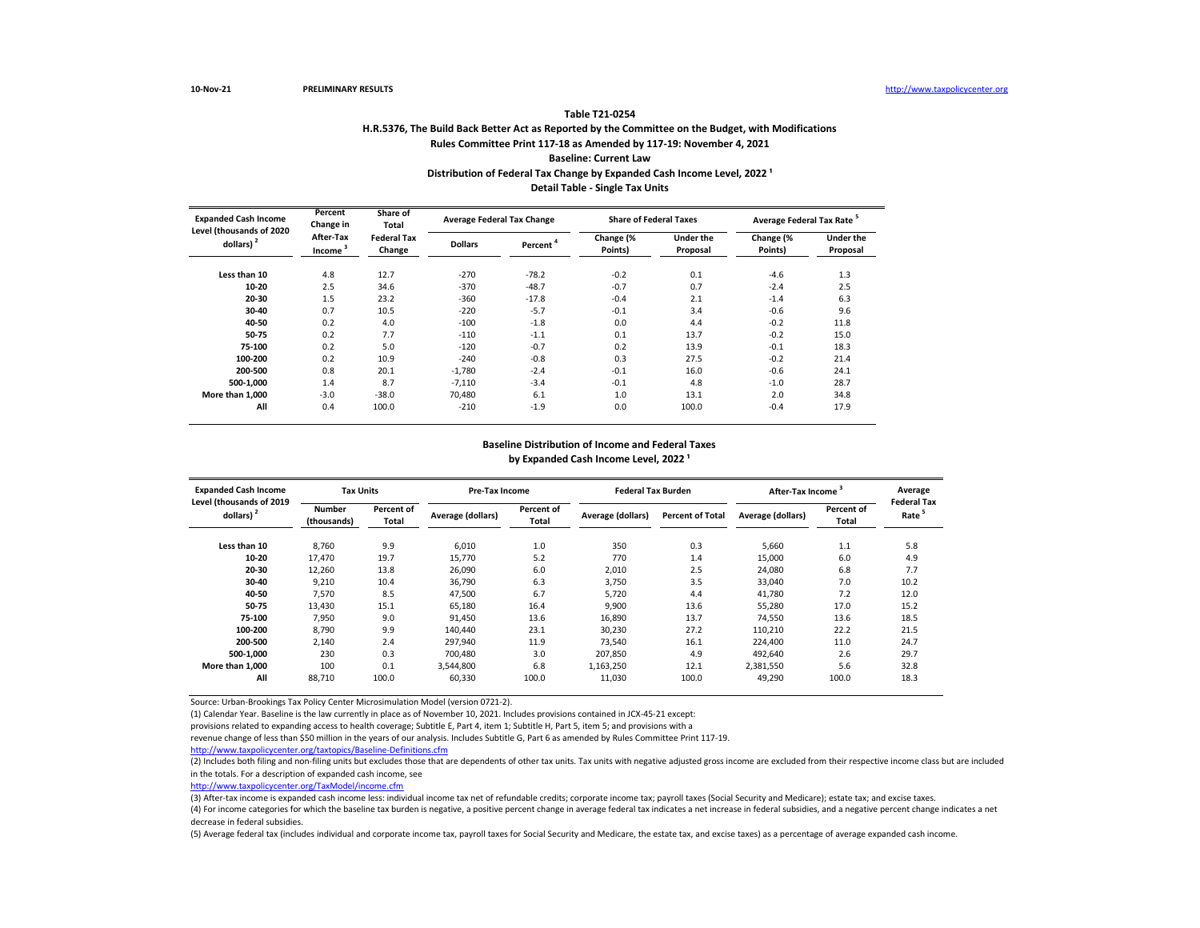10-Nov-21 PRELIMINARY RESULTS http://www.taxpolicycenter.org

### Table T21-0254

### H.R.5376, The Build Back Better Act as Reported by the Committee on the Budget, with Modifications

### Rules Committee Print 117-18 as Amended by 117-19: November 4, 2021

### Baseline: Current Law

### Distribution of Federal Tax Change by Expanded Cash Income Level, 2022 [1]

### Detail Table - Single Tax Units

| Expanded Cash Income Level (thousands of 2020 dollars) [2] | Percent Change in After-Tax Income [3] | Share of Total Federal Tax Change | Average Federal Tax Change | | Share of Federal Taxes | | Average Federal Tax Rate [5] | |
|---|---|---|---|---|---|---|---|---|
| | | | Dollars | Percent [4] | Change (% Points) | Under the Proposal | Change (% Points) | Under the Proposal |
| Less than 10 | 4.8 | 12.7 | -270 | -78.2 | -0.2 | 0.1 | -4.6 | 1.3 |
| 10-20 | 2.5 | 34.6 | -370 | -48.7 | -0.7 | 0.7 | -2.4 | 2.5 |
| 20-30 | 1.5 | 23.2 | -360 | -17.8 | -0.4 | 2.1 | -1.4 | 6.3 |
| 30-40 | 0.7 | 10.5 | -220 | -5.7 | -0.1 | 3.4 | -0.6 | 9.6 |
| 40-50 | 0.2 | 4.0 | -100 | -1.8 | 0.0 | 4.4 | -0.2 | 11.8 |
| 50-75 | 0.2 | 7.7 | -110 | -1.1 | 0.1 | 13.7 | -0.2 | 15.0 |
| 75-100 | 0.2 | 5.0 | -120 | -0.7 | 0.2 | 13.9 | -0.1 | 18.3 |
| 100-200 | 0.2 | 10.9 | -240 | -0.8 | 0.3 | 27.5 | -0.2 | 21.4 |
| 200-500 | 0.8 | 20.1 | -1,780 | -2.4 | -0.1 | 16.0 | -0.6 | 24.1 |
| 500-1,000 | 1.4 | 8.7 | -7,110 | -3.4 | -0.1 | 4.8 | -1.0 | 28.7 |
| More than 1,000 | -3.0 | -38.0 | 70,480 | 6.1 | 1.0 | 13.1 | 2.0 | 34.8 |
| All | 0.4 | 100.0 | -210 | -1.9 | 0.0 | 100.0 | -0.4 | 17.9 |

### Baseline Distribution of Income and Federal Taxes by Expanded Cash Income Level, 2022 [1]

| Expanded Cash Income Level (thousands of 2019 dollars) [2] | Tax Units | | Pre-Tax Income | | Federal Tax Burden | | After-Tax Income [3] | | Average Federal Tax Rate [5] |
|---|---|---|---|---|---|---|---|---|---|
| | Number (thousands) | Percent of Total | Average (dollars) | Percent of Total | Average (dollars) | Percent of Total | Average (dollars) | Percent of Total | |
| Less than 10 | 8,760 | 9.9 | 6,010 | 1.0 | 350 | 0.3 | 5,660 | 1.1 | 5.8 |
| 10-20 | 17,470 | 19.7 | 15,770 | 5.2 | 770 | 1.4 | 15,000 | 6.0 | 4.9 |
| 20-30 | 12,260 | 13.8 | 26,090 | 6.0 | 2,010 | 2.5 | 24,080 | 6.8 | 7.7 |
| 30-40 | 9,210 | 10.4 | 36,790 | 6.3 | 3,750 | 3.5 | 33,040 | 7.0 | 10.2 |
| 40-50 | 7,570 | 8.5 | 47,500 | 6.7 | 5,720 | 4.4 | 41,780 | 7.2 | 12.0 |
| 50-75 | 13,430 | 15.1 | 65,180 | 16.4 | 9,900 | 13.6 | 55,280 | 17.0 | 15.2 |
| 75-100 | 7,950 | 9.0 | 91,450 | 13.6 | 16,890 | 13.7 | 74,550 | 13.6 | 18.5 |
| 100-200 | 8,790 | 9.9 | 140,440 | 23.1 | 30,230 | 27.2 | 110,210 | 22.2 | 21.5 |
| 200-500 | 2,140 | 2.4 | 297,940 | 11.9 | 73,540 | 16.1 | 224,400 | 11.0 | 24.7 |
| 500-1,000 | 230 | 0.3 | 700,480 | 3.0 | 207,850 | 4.9 | 492,640 | 2.6 | 29.7 |
| More than 1,000 | 100 | 0.1 | 3,544,800 | 6.8 | 1,163,250 | 12.1 | 2,381,550 | 5.6 | 32.8 |
| All | 88,710 | 100.0 | 60,330 | 100.0 | 11,030 | 100.0 | 49,290 | 100.0 | 18.3 |

Source: Urban-Brookings Tax Policy Center Microsimulation Model (version 0721-2).

(1) Calendar Year. Baseline is the law currently in place as of November 10, 2021. Includes provisions contained in JCX-45-21 except: provisions related to expanding access to health coverage; Subtitle E, Part 4, item 1; Subtitle H, Part 5, item 5; and provisions with a revenue change of less than $50 million in the years of our analysis. Includes Subtitle G, Part 6 as amended by Rules Committee Print 117-19.

http://www.taxpolicycenter.org/taxtopics/Baseline-Definitions.cfm

(2) Includes both filing and non-filing units but excludes those that are dependents of other tax units. Tax units with negative adjusted gross income are excluded from their respective income class but are included in the totals. For a description of expanded cash income, see

http://www.taxpolicycenter.org/TaxModel/income.cfm

(3) After-tax income is expanded cash income less: individual income tax net of refundable credits; corporate income tax; payroll taxes (Social Security and Medicare); estate tax; and excise taxes.

(4) For income categories for which the baseline tax burden is negative, a positive percent change in average federal tax indicates a net increase in federal subsidies, and a negative percent change indicates a net decrease in federal subsidies.

(5) Average federal tax (includes individual and corporate income tax, payroll taxes for Social Security and Medicare, the estate tax, and excise taxes) as a percentage of average expanded cash income.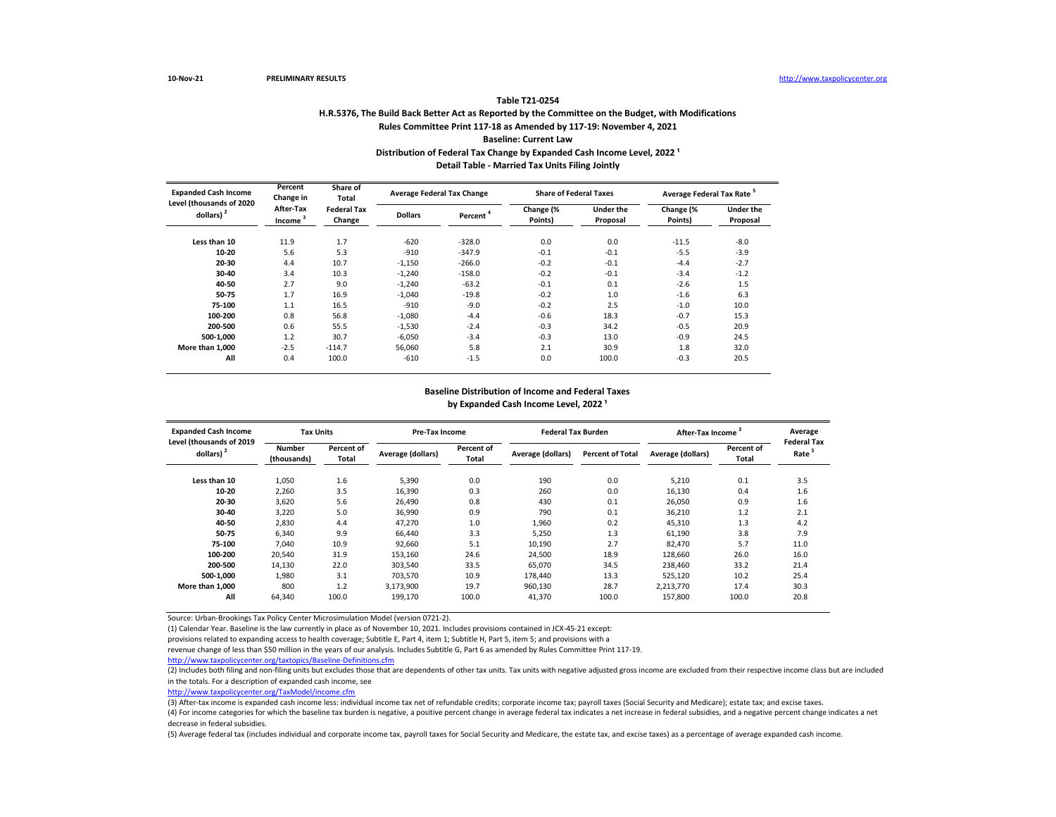10-Nov-21 PRELIMINARY RESULTS http://www.taxpolicycenter.org

**Table T21-0254**

**H.R.5376, The Build Back Better Act as Reported by the Committee on the Budget, with Modifications**

**Rules Committee Print 117-18 as Amended by 117-19: November 4, 2021**

**Baseline: Current Law**

**Distribution of Federal Tax Change by Expanded Cash Income Level, 2022 [1]**

**Detail Table - Married Tax Units Filing Jointly**

| Expanded Cash Income Level (thousands of 2020 dollars) [2] | Percent Change in After-Tax Income [3] | Share of Total Federal Tax Change | Average Federal Tax Change | | Share of Federal Taxes | | Average Federal Tax Rate [5] | |
|---|---|---|---|---|---|---|---|---|
| | | | Dollars | Percent [4] | Change (% Points) | Under the Proposal | Change (% Points) | Under the Proposal |
| Less than 10 | 11.9 | 1.7 | -620 | -328.0 | 0.0 | 0.0 | -11.5 | -8.0 |
| 10-20 | 5.6 | 5.3 | -910 | -347.9 | -0.1 | -0.1 | -5.5 | -3.9 |
| 20-30 | 4.4 | 10.7 | -1,150 | -266.0 | -0.2 | -0.1 | -4.4 | -2.7 |
| 30-40 | 3.4 | 10.3 | -1,240 | -158.0 | -0.2 | -0.1 | -3.4 | -1.2 |
| 40-50 | 2.7 | 9.0 | -1,240 | -63.2 | -0.1 | 0.1 | -2.6 | 1.5 |
| 50-75 | 1.7 | 16.9 | -1,040 | -19.8 | -0.2 | 1.0 | -1.6 | 6.3 |
| 75-100 | 1.1 | 16.5 | -910 | -9.0 | -0.2 | 2.5 | -1.0 | 10.0 |
| 100-200 | 0.8 | 56.8 | -1,080 | -4.4 | -0.6 | 18.3 | -0.7 | 15.3 |
| 200-500 | 0.6 | 55.5 | -1,530 | -2.4 | -0.3 | 34.2 | -0.5 | 20.9 |
| 500-1,000 | 1.2 | 30.7 | -6,050 | -3.4 | -0.3 | 13.0 | -0.9 | 24.5 |
| More than 1,000 | -2.5 | -114.7 | 56,060 | 5.8 | 2.1 | 30.9 | 1.8 | 32.0 |
| All | 0.4 | 100.0 | -610 | -1.5 | 0.0 | 100.0 | -0.3 | 20.5 |

**Baseline Distribution of Income and Federal Taxes**

**by Expanded Cash Income Level, 2022 [1]**

| Expanded Cash Income Level (thousands of 2019 dollars) [2] | Tax Units | | Pre-Tax Income | | Federal Tax Burden | | After-Tax Income [3] | | Average Federal Tax Rate [5] |
|---|---|---|---|---|---|---|---|---|---|
| | Number (thousands) | Percent of Total | Average (dollars) | Percent of Total | Average (dollars) | Percent of Total | Average (dollars) | Percent of Total | |
| Less than 10 | 1,050 | 1.6 | 5,390 | 0.0 | 190 | 0.0 | 5,210 | 0.1 | 3.5 |
| 10-20 | 2,260 | 3.5 | 16,390 | 0.3 | 260 | 0.0 | 16,130 | 0.4 | 1.6 |
| 20-30 | 3,620 | 5.6 | 26,490 | 0.8 | 430 | 0.1 | 26,050 | 0.9 | 1.6 |
| 30-40 | 3,220 | 5.0 | 36,990 | 0.9 | 790 | 0.1 | 36,210 | 1.2 | 2.1 |
| 40-50 | 2,830 | 4.4 | 47,270 | 1.0 | 1,960 | 0.2 | 45,310 | 1.3 | 4.2 |
| 50-75 | 6,340 | 9.9 | 66,440 | 3.3 | 5,250 | 1.3 | 61,190 | 3.8 | 7.9 |
| 75-100 | 7,040 | 10.9 | 92,660 | 5.1 | 10,190 | 2.7 | 82,470 | 5.7 | 11.0 |
| 100-200 | 20,540 | 31.9 | 153,160 | 24.6 | 24,500 | 18.9 | 128,660 | 26.0 | 16.0 |
| 200-500 | 14,130 | 22.0 | 303,540 | 33.5 | 65,070 | 34.5 | 238,460 | 33.2 | 21.4 |
| 500-1,000 | 1,980 | 3.1 | 703,570 | 10.9 | 178,440 | 13.3 | 525,120 | 10.2 | 25.4 |
| More than 1,000 | 800 | 1.2 | 3,173,900 | 19.7 | 960,130 | 28.7 | 2,213,770 | 17.4 | 30.3 |
| All | 64,340 | 100.0 | 199,170 | 100.0 | 41,370 | 100.0 | 157,800 | 100.0 | 20.8 |

Source: Urban-Brookings Tax Policy Center Microsimulation Model (version 0721-2).

(1) Calendar Year. Baseline is the law currently in place as of November 10, 2021. Includes provisions contained in JCX-45-21 except:
provisions related to expanding access to health coverage; Subtitle E, Part 4, item 1; Subtitle H, Part 5, item 5; and provisions with a
revenue change of less than $50 million in the years of our analysis. Includes Subtitle G, Part 6 as amended by Rules Committee Print 117-19.
http://www.taxpolicycenter.org/taxtopics/Baseline-Definitions.cfm

(2) Includes both filing and non-filing units but excludes those that are dependents of other tax units. Tax units with negative adjusted gross income are excluded from their respective income class but are included in the totals. For a description of expanded cash income, see
http://www.taxpolicycenter.org/TaxModel/income.cfm

(3) After-tax income is expanded cash income less: individual income tax net of refundable credits; corporate income tax; payroll taxes (Social Security and Medicare); estate tax; and excise taxes.

(4) For income categories for which the baseline tax burden is negative, a positive percent change in average federal tax indicates a net increase in federal subsidies, and a negative percent change indicates a net decrease in federal subsidies.

(5) Average federal tax (includes individual and corporate income tax, payroll taxes for Social Security and Medicare, the estate tax, and excise taxes) as a percentage of average expanded cash income.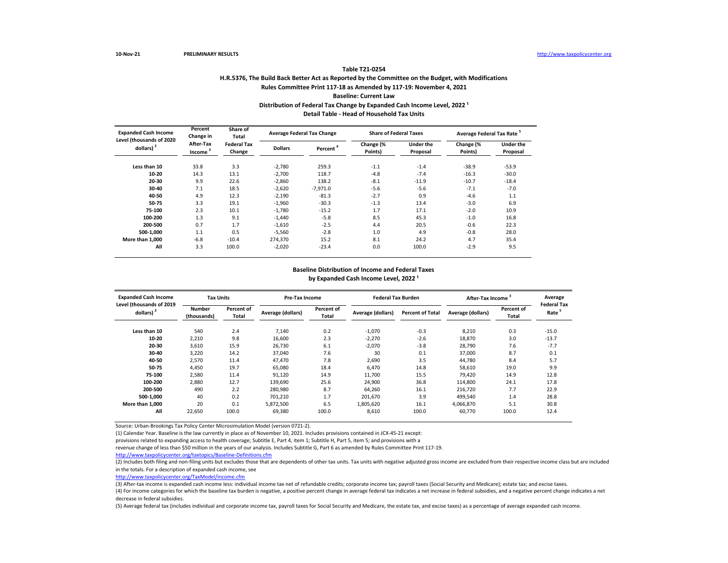10-Nov-21 **PRELIMINARY RESULTS** http://www.taxpolicycenter.org

**Table T21-0254**

**H.R.5376, The Build Back Better Act as Reported by the Committee on the Budget, with Modifications**

**Rules Committee Print 117-18 as Amended by 117-19: November 4, 2021**

**Baseline: Current Law**

**Distribution of Federal Tax Change by Expanded Cash Income Level, 2022 [1]**

**Detail Table - Head of Household Tax Units**

| Expanded Cash Income Level (thousands of 2020 dollars) [2] | Percent Change in After-Tax Income [3] | Share of Total Federal Tax Change | Average Federal Tax Change | | Share of Federal Taxes | | Average Federal Tax Rate [5] | |
|---|---|---|---|---|---|---|---|---|
| | | | Dollars | Percent [4] | Change (% Points) | Under the Proposal | Change (% Points) | Under the Proposal |
| Less than 10 | 33.8 | 3.3 | -2,780 | 259.3 | -1.1 | -1.4 | -38.9 | -53.9 |
| 10-20 | 14.3 | 13.1 | -2,700 | 118.7 | -4.8 | -7.4 | -16.3 | -30.0 |
| 20-30 | 9.9 | 22.6 | -2,860 | 138.2 | -8.1 | -11.9 | -10.7 | -18.4 |
| 30-40 | 7.1 | 18.5 | -2,620 | -7,971.0 | -5.6 | -5.6 | -7.1 | -7.0 |
| 40-50 | 4.9 | 12.3 | -2,190 | -81.3 | -2.7 | 0.9 | -4.6 | 1.1 |
| 50-75 | 3.3 | 19.1 | -1,960 | -30.3 | -1.3 | 13.4 | -3.0 | 6.9 |
| 75-100 | 2.3 | 10.1 | -1,780 | -15.2 | 1.7 | 17.1 | -2.0 | 10.9 |
| 100-200 | 1.3 | 9.1 | -1,440 | -5.8 | 8.5 | 45.3 | -1.0 | 16.8 |
| 200-500 | 0.7 | 1.7 | -1,610 | -2.5 | 4.4 | 20.5 | -0.6 | 22.3 |
| 500-1,000 | 1.1 | 0.5 | -5,560 | -2.8 | 1.0 | 4.9 | -0.8 | 28.0 |
| More than 1,000 | -6.8 | -10.4 | 274,370 | 15.2 | 8.1 | 24.2 | 4.7 | 35.4 |
| All | 3.3 | 100.0 | -2,020 | -23.4 | 0.0 | 100.0 | -2.9 | 9.5 |

**Baseline Distribution of Income and Federal Taxes**

**by Expanded Cash Income Level, 2022 [1]**

| Expanded Cash Income Level (thousands of 2019 dollars) [2] | Tax Units | | Pre-Tax Income | | Federal Tax Burden | | After-Tax Income [3] | | Average Federal Tax Rate [5] |
|---|---|---|---|---|---|---|---|---|---|
| | Number (thousands) | Percent of Total | Average (dollars) | Percent of Total | Average (dollars) | Percent of Total | Average (dollars) | Percent of Total | |
| Less than 10 | 540 | 2.4 | 7,140 | 0.2 | -1,070 | -0.3 | 8,210 | 0.3 | -15.0 |
| 10-20 | 2,210 | 9.8 | 16,600 | 2.3 | -2,270 | -2.6 | 18,870 | 3.0 | -13.7 |
| 20-30 | 3,610 | 15.9 | 26,730 | 6.1 | -2,070 | -3.8 | 28,790 | 7.6 | -7.7 |
| 30-40 | 3,220 | 14.2 | 37,040 | 7.6 | 30 | 0.1 | 37,000 | 8.7 | 0.1 |
| 40-50 | 2,570 | 11.4 | 47,470 | 7.8 | 2,690 | 3.5 | 44,780 | 8.4 | 5.7 |
| 50-75 | 4,450 | 19.7 | 65,080 | 18.4 | 6,470 | 14.8 | 58,610 | 19.0 | 9.9 |
| 75-100 | 2,580 | 11.4 | 91,120 | 14.9 | 11,700 | 15.5 | 79,420 | 14.9 | 12.8 |
| 100-200 | 2,880 | 12.7 | 139,690 | 25.6 | 24,900 | 36.8 | 114,800 | 24.1 | 17.8 |
| 200-500 | 490 | 2.2 | 280,980 | 8.7 | 64,260 | 16.1 | 216,720 | 7.7 | 22.9 |
| 500-1,000 | 40 | 0.2 | 701,210 | 1.7 | 201,670 | 3.9 | 499,540 | 1.4 | 28.8 |
| More than 1,000 | 20 | 0.1 | 5,872,500 | 6.5 | 1,805,620 | 16.1 | 4,066,870 | 5.1 | 30.8 |
| All | 22,650 | 100.0 | 69,380 | 100.0 | 8,610 | 100.0 | 60,770 | 100.0 | 12.4 |

Source: Urban-Brookings Tax Policy Center Microsimulation Model (version 0721-2).

(1) Calendar Year. Baseline is the law currently in place as of November 10, 2021. Includes provisions contained in JCX-45-21 except:
provisions related to expanding access to health coverage; Subtitle E, Part 4, item 1; Subtitle H, Part 5, item 5; and provisions with a
revenue change of less than $50 million in the years of our analysis. Includes Subtitle G, Part 6 as amended by Rules Committee Print 117-19.
http://www.taxpolicycenter.org/taxtopics/Baseline-Definitions.cfm

(2) Includes both filing and non-filing units but excludes those that are dependents of other tax units. Tax units with negative adjusted gross income are excluded from their respective income class but are included in the totals. For a description of expanded cash income, see
http://www.taxpolicycenter.org/TaxModel/income.cfm

(3) After-tax income is expanded cash income less: individual income tax net of refundable credits; corporate income tax; payroll taxes (Social Security and Medicare); estate tax; and excise taxes.

(4) For income categories for which the baseline tax burden is negative, a positive percent change in average federal tax indicates a net increase in federal subsidies, and a negative percent change indicates a net decrease in federal subsidies.

(5) Average federal tax (includes individual and corporate income tax, payroll taxes for Social Security and Medicare, the estate tax, and excise taxes) as a percentage of average expanded cash income.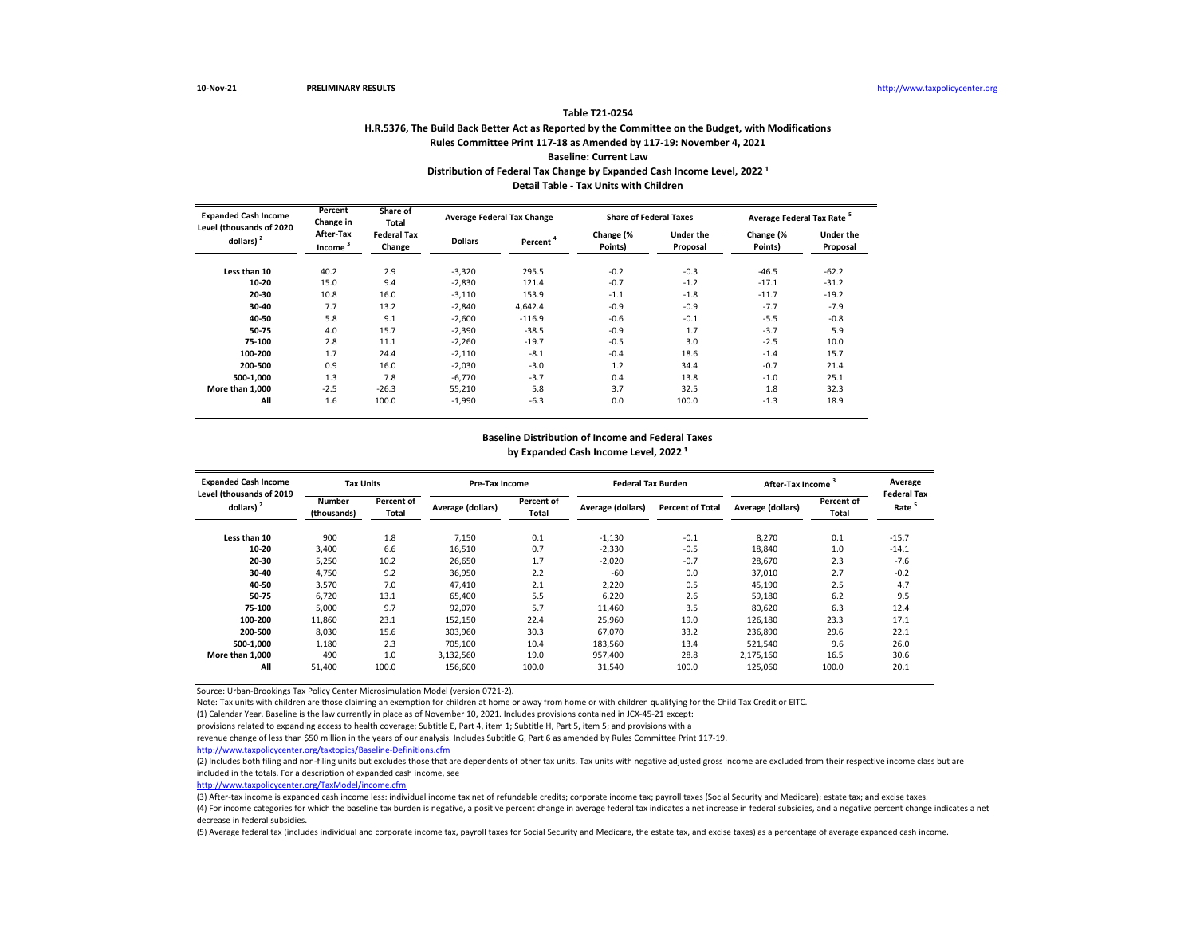**Table T21-0254**

**H.R.5376, The Build Back Better Act as Reported by the Committee on the Budget, with Modifications**

**Rules Committee Print 117-18 as Amended by 117-19: November 4, 2021**

**Baseline: Current Law**

**Distribution of Federal Tax Change by Expanded Cash Income Level, 2022 [1]**

**Detail Table - Tax Units with Children**

| Expanded Cash Income Level (thousands of 2020 dollars) [2] | Percent Change in After-Tax Income [3] | Share of Total Federal Tax Change | Average Federal Tax Change | | Share of Federal Taxes | | Average Federal Tax Rate [5] | |
|---|---|---|---|---|---|---|---|---|
| | | | Dollars | Percent [4] | Change (% Points) | Under the Proposal | Change (% Points) | Under the Proposal |
| Less than 10 | 40.2 | 2.9 | -3,320 | 295.5 | -0.2 | -0.3 | -46.5 | -62.2 |
| 10-20 | 15.0 | 9.4 | -2,830 | 121.4 | -0.7 | -1.2 | -17.1 | -31.2 |
| 20-30 | 10.8 | 16.0 | -3,110 | 153.9 | -1.1 | -1.8 | -11.7 | -19.2 |
| 30-40 | 7.7 | 13.2 | -2,840 | 4,642.4 | -0.9 | -0.9 | -7.7 | -7.9 |
| 40-50 | 5.8 | 9.1 | -2,600 | -116.9 | -0.6 | -0.1 | -5.5 | -0.8 |
| 50-75 | 4.0 | 15.7 | -2,390 | -38.5 | -0.9 | 1.7 | -3.7 | 5.9 |
| 75-100 | 2.8 | 11.1 | -2,260 | -19.7 | -0.5 | 3.0 | -2.5 | 10.0 |
| 100-200 | 1.7 | 24.4 | -2,110 | -8.1 | -0.4 | 18.6 | -1.4 | 15.7 |
| 200-500 | 0.9 | 16.0 | -2,030 | -3.0 | 1.2 | 34.4 | -0.7 | 21.4 |
| 500-1,000 | 1.3 | 7.8 | -6,770 | -3.7 | 0.4 | 13.8 | -1.0 | 25.1 |
| More than 1,000 | -2.5 | -26.3 | 55,210 | 5.8 | 3.7 | 32.5 | 1.8 | 32.3 |
| All | 1.6 | 100.0 | -1,990 | -6.3 | 0.0 | 100.0 | -1.3 | 18.9 |

**Baseline Distribution of Income and Federal Taxes by Expanded Cash Income Level, 2022 [1]**

| Expanded Cash Income Level (thousands of 2019 dollars) [2] | Tax Units | | Pre-Tax Income | | Federal Tax Burden | | After-Tax Income [3] | | Average Federal Tax Rate [5] |
|---|---|---|---|---|---|---|---|---|---|
| | Number (thousands) | Percent of Total | Average (dollars) | Percent of Total | Average (dollars) | Percent of Total | Average (dollars) | Percent of Total | |
| Less than 10 | 900 | 1.8 | 7,150 | 0.1 | -1,130 | -0.1 | 8,270 | 0.1 | -15.7 |
| 10-20 | 3,400 | 6.6 | 16,510 | 0.7 | -2,330 | -0.5 | 18,840 | 1.0 | -14.1 |
| 20-30 | 5,250 | 10.2 | 26,650 | 1.7 | -2,020 | -0.7 | 28,670 | 2.3 | -7.6 |
| 30-40 | 4,750 | 9.2 | 36,950 | 2.2 | -60 | 0.0 | 37,010 | 2.7 | -0.2 |
| 40-50 | 3,570 | 7.0 | 47,410 | 2.1 | 2,220 | 0.5 | 45,190 | 2.5 | 4.7 |
| 50-75 | 6,720 | 13.1 | 65,400 | 5.5 | 6,220 | 2.6 | 59,180 | 6.2 | 9.5 |
| 75-100 | 5,000 | 9.7 | 92,070 | 5.7 | 11,460 | 3.5 | 80,620 | 6.3 | 12.4 |
| 100-200 | 11,860 | 23.1 | 152,150 | 22.4 | 25,960 | 19.0 | 126,180 | 23.3 | 17.1 |
| 200-500 | 8,030 | 15.6 | 303,960 | 30.3 | 67,070 | 33.2 | 236,890 | 29.6 | 22.1 |
| 500-1,000 | 1,180 | 2.3 | 705,100 | 10.4 | 183,560 | 13.4 | 521,540 | 9.6 | 26.0 |
| More than 1,000 | 490 | 1.0 | 3,132,560 | 19.0 | 957,400 | 28.8 | 2,175,160 | 16.5 | 30.6 |
| All | 51,400 | 100.0 | 156,600 | 100.0 | 31,540 | 100.0 | 125,060 | 100.0 | 20.1 |

Source: Urban-Brookings Tax Policy Center Microsimulation Model (version 0721-2).

Note: Tax units with children are those claiming an exemption for children at home or away from home or with children qualifying for the Child Tax Credit or EITC.

(1) Calendar Year. Baseline is the law currently in place as of November 10, 2021. Includes provisions contained in JCX-45-21 except: provisions related to expanding access to health coverage; Subtitle E, Part 4, item 1; Subtitle H, Part 5, item 5; and provisions with a revenue change of less than $50 million in the years of our analysis. Includes Subtitle G, Part 6 as amended by Rules Committee Print 117-19.
http://www.taxpolicycenter.org/taxtopics/Baseline-Definitions.cfm

(2) Includes both filing and non-filing units but excludes those that are dependents of other tax units. Tax units with negative adjusted gross income are excluded from their respective income class but are included in the totals. For a description of expanded cash income, see
http://www.taxpolicycenter.org/TaxModel/income.cfm

(3) After-tax income is expanded cash income less: individual income tax net of refundable credits; corporate income tax; payroll taxes (Social Security and Medicare); estate tax; and excise taxes.

(4) For income categories for which the baseline tax burden is negative, a positive percent change in average federal tax indicates a net increase in federal subsidies, and a negative percent change indicates a net decrease in federal subsidies.

(5) Average federal tax (includes individual and corporate income tax, payroll taxes for Social Security and Medicare, the estate tax, and excise taxes) as a percentage of average expanded cash income.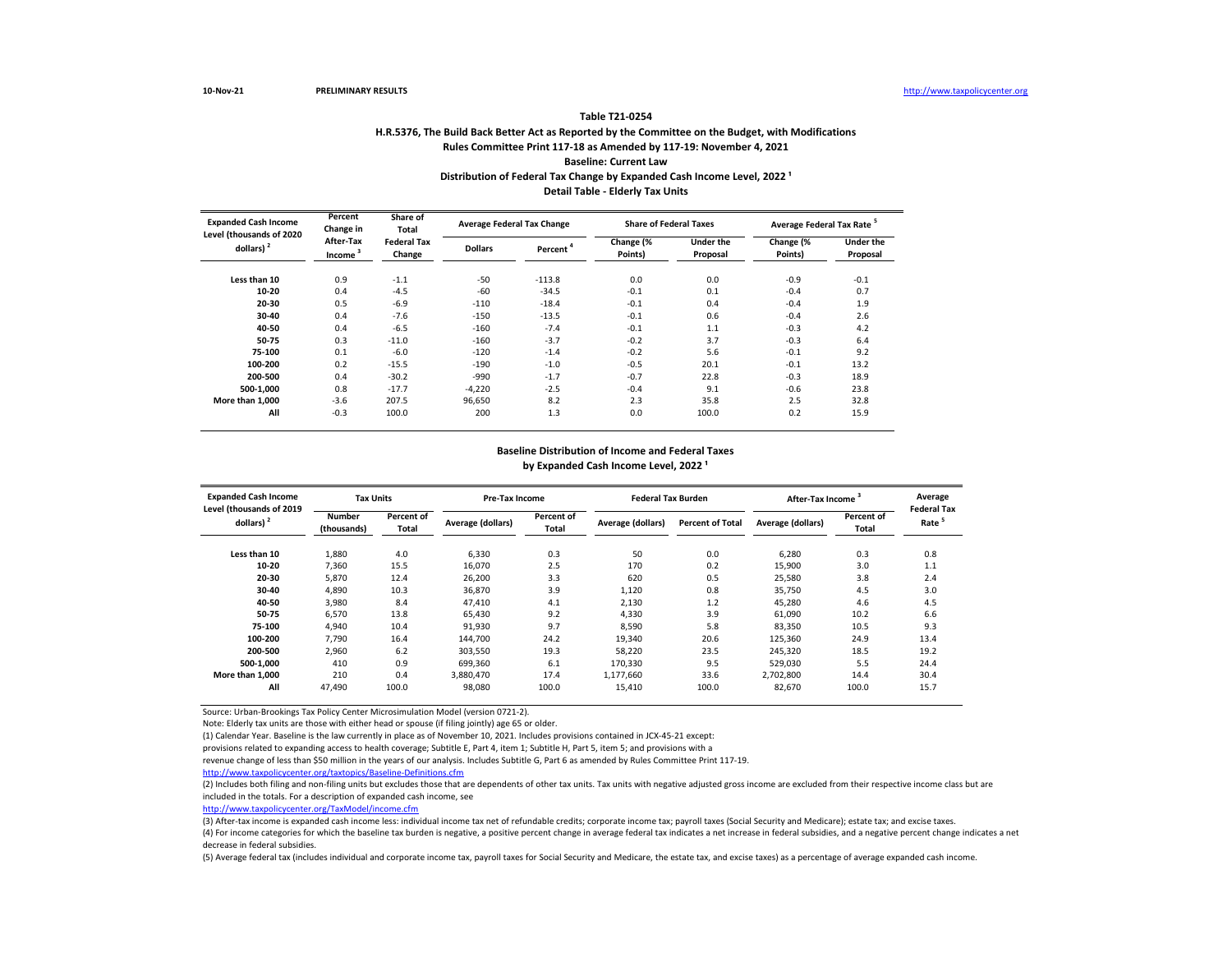10-Nov-21 PRELIMINARY RESULTS http://www.taxpolicycenter.org

### Table T21-0254

### H.R.5376, The Build Back Better Act as Reported by the Committee on the Budget, with Modifications
### Rules Committee Print 117-18 as Amended by 117-19: November 4, 2021
### Baseline: Current Law
### Distribution of Federal Tax Change by Expanded Cash Income Level, 2022 [1]
### Detail Table - Elderly Tax Units

| Expanded Cash Income Level (thousands of 2020 dollars) [2] | Percent Change in After-Tax Income [3] | Share of Total Federal Tax Change | Average Federal Tax Change | | Share of Federal Taxes | | Average Federal Tax Rate [5] | |
|---|---|---|---|---|---|---|---|---|
| | | | Dollars | Percent [4] | Change (% Points) | Under the Proposal | Change (% Points) | Under the Proposal |
| Less than 10 | 0.9 | -1.1 | -50 | -113.8 | 0.0 | 0.0 | -0.9 | -0.1 |
| 10-20 | 0.4 | -4.5 | -60 | -34.5 | -0.1 | 0.1 | -0.4 | 0.7 |
| 20-30 | 0.5 | -6.9 | -110 | -18.4 | -0.1 | 0.4 | -0.4 | 1.9 |
| 30-40 | 0.4 | -7.6 | -150 | -13.5 | -0.1 | 0.6 | -0.4 | 2.6 |
| 40-50 | 0.4 | -6.5 | -160 | -7.4 | -0.1 | 1.1 | -0.3 | 4.2 |
| 50-75 | 0.3 | -11.0 | -160 | -3.7 | -0.2 | 3.7 | -0.3 | 6.4 |
| 75-100 | 0.1 | -6.0 | -120 | -1.4 | -0.2 | 5.6 | -0.1 | 9.2 |
| 100-200 | 0.2 | -15.5 | -190 | -1.0 | -0.5 | 20.1 | -0.1 | 13.2 |
| 200-500 | 0.4 | -30.2 | -990 | -1.7 | -0.7 | 22.8 | -0.3 | 18.9 |
| 500-1,000 | 0.8 | -17.7 | -4,220 | -2.5 | -0.4 | 9.1 | -0.6 | 23.8 |
| More than 1,000 | -3.6 | 207.5 | 96,650 | 8.2 | 2.3 | 35.8 | 2.5 | 32.8 |
| All | -0.3 | 100.0 | 200 | 1.3 | 0.0 | 100.0 | 0.2 | 15.9 |

### Baseline Distribution of Income and Federal Taxes by Expanded Cash Income Level, 2022 [1]

| Expanded Cash Income Level (thousands of 2019 dollars) [2] | Tax Units | | Pre-Tax Income | | Federal Tax Burden | | After-Tax Income [3] | | Average Federal Tax Rate [5] |
|---|---|---|---|---|---|---|---|---|---|
| | Number (thousands) | Percent of Total | Average (dollars) | Percent of Total | Average (dollars) | Percent of Total | Average (dollars) | Percent of Total | |
| Less than 10 | 1,880 | 4.0 | 6,330 | 0.3 | 50 | 0.0 | 6,280 | 0.3 | 0.8 |
| 10-20 | 7,360 | 15.5 | 16,070 | 2.5 | 170 | 0.2 | 15,900 | 3.0 | 1.1 |
| 20-30 | 5,870 | 12.4 | 26,200 | 3.3 | 620 | 0.5 | 25,580 | 3.8 | 2.4 |
| 30-40 | 4,890 | 10.3 | 36,870 | 3.9 | 1,120 | 0.8 | 35,750 | 4.5 | 3.0 |
| 40-50 | 3,980 | 8.4 | 47,410 | 4.1 | 2,130 | 1.2 | 45,280 | 4.6 | 4.5 |
| 50-75 | 6,570 | 13.8 | 65,430 | 9.2 | 4,330 | 3.9 | 61,090 | 10.2 | 6.6 |
| 75-100 | 4,940 | 10.4 | 91,930 | 9.7 | 8,590 | 5.8 | 83,350 | 10.5 | 9.3 |
| 100-200 | 7,790 | 16.4 | 144,700 | 24.2 | 19,340 | 20.6 | 125,360 | 24.9 | 13.4 |
| 200-500 | 2,960 | 6.2 | 303,550 | 19.3 | 58,220 | 23.5 | 245,320 | 18.5 | 19.2 |
| 500-1,000 | 410 | 0.9 | 699,360 | 6.1 | 170,330 | 9.5 | 529,030 | 5.5 | 24.4 |
| More than 1,000 | 210 | 0.4 | 3,880,470 | 17.4 | 1,177,660 | 33.6 | 2,702,800 | 14.4 | 30.4 |
| All | 47,490 | 100.0 | 98,080 | 100.0 | 15,410 | 100.0 | 82,670 | 100.0 | 15.7 |

Source: Urban-Brookings Tax Policy Center Microsimulation Model (version 0721-2).

Note: Elderly tax units are those with either head or spouse (if filing jointly) age 65 or older.

(1) Calendar Year. Baseline is the law currently in place as of November 10, 2021. Includes provisions contained in JCX-45-21 except: provisions related to expanding access to health coverage; Subtitle E, Part 4, item 1; Subtitle H, Part 5, item 5; and provisions with a revenue change of less than $50 million in the years of our analysis. Includes Subtitle G, Part 6 as amended by Rules Committee Print 117-19.
http://www.taxpolicycenter.org/taxtopics/Baseline-Definitions.cfm

(2) Includes both filing and non-filing units but excludes those that are dependents of other tax units. Tax units with negative adjusted gross income are excluded from their respective income class but are included in the totals. For a description of expanded cash income, see
http://www.taxpolicycenter.org/TaxModel/income.cfm

(3) After-tax income is expanded cash income less: individual income tax net of refundable credits; corporate income tax; payroll taxes (Social Security and Medicare); estate tax; and excise taxes.

(4) For income categories for which the baseline tax burden is negative, a positive percent change in average federal tax indicates a net increase in federal subsidies, and a negative percent change indicates a net decrease in federal subsidies.

(5) Average federal tax (includes individual and corporate income tax, payroll taxes for Social Security and Medicare, the estate tax, and excise taxes) as a percentage of average expanded cash income.